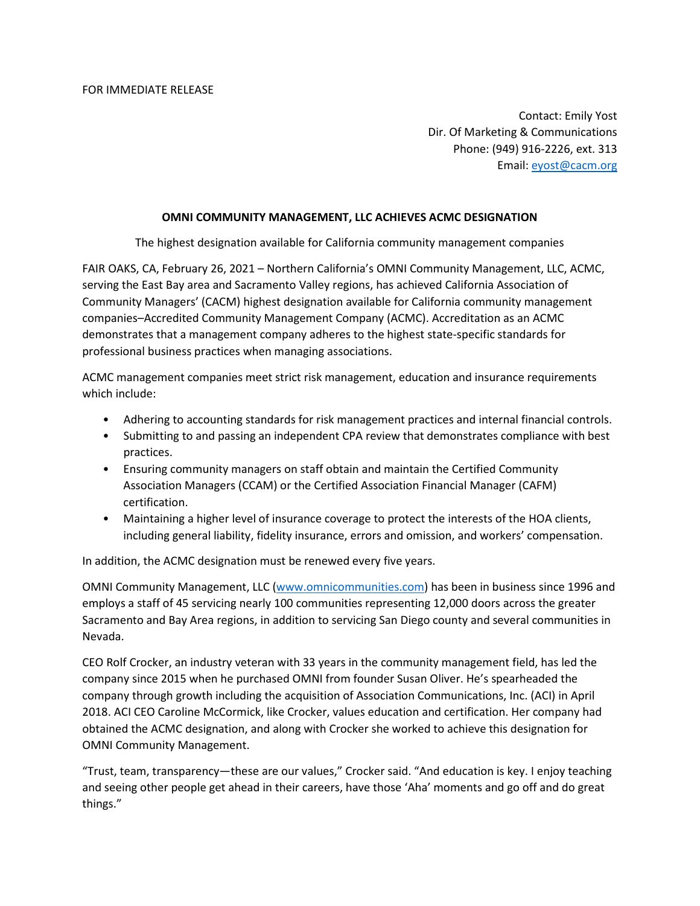FOR IMMEDIATE RELEASE

Contact: Emily Yost
Dir. Of Marketing & Communications
Phone: (949) 916-2226, ext. 313
Email: [eyost@cacm.org](mailto:eyost@cacm.org)

**OMNI COMMUNITY MANAGEMENT, LLC ACHIEVES ACMC DESIGNATION**

The highest designation available for California community management companies

FAIR OAKS, CA, February 26, 2021 – Northern California's OMNI Community Management, LLC, ACMC, serving the East Bay area and Sacramento Valley regions, has achieved California Association of Community Managers' (CACM) highest designation available for California community management companies–Accredited Community Management Company (ACMC). Accreditation as an ACMC demonstrates that a management company adheres to the highest state-specific standards for professional business practices when managing associations.

ACMC management companies meet strict risk management, education and insurance requirements which include:

- Adhering to accounting standards for risk management practices and internal financial controls.
- Submitting to and passing an independent CPA review that demonstrates compliance with best practices.
- Ensuring community managers on staff obtain and maintain the Certified Community Association Managers (CCAM) or the Certified Association Financial Manager (CAFM) certification.
- Maintaining a higher level of insurance coverage to protect the interests of the HOA clients, including general liability, fidelity insurance, errors and omission, and workers' compensation.

In addition, the ACMC designation must be renewed every five years.

OMNI Community Management, LLC ([www.omnicommunities.com](http://www.omnicommunities.com)) has been in business since 1996 and employs a staff of 45 servicing nearly 100 communities representing 12,000 doors across the greater Sacramento and Bay Area regions, in addition to servicing San Diego county and several communities in Nevada.

CEO Rolf Crocker, an industry veteran with 33 years in the community management field, has led the company since 2015 when he purchased OMNI from founder Susan Oliver. He's spearheaded the company through growth including the acquisition of Association Communications, Inc. (ACI) in April 2018. ACI CEO Caroline McCormick, like Crocker, values education and certification. Her company had obtained the ACMC designation, and along with Crocker she worked to achieve this designation for OMNI Community Management.

"Trust, team, transparency—these are our values," Crocker said. "And education is key. I enjoy teaching and seeing other people get ahead in their careers, have those 'Aha' moments and go off and do great things."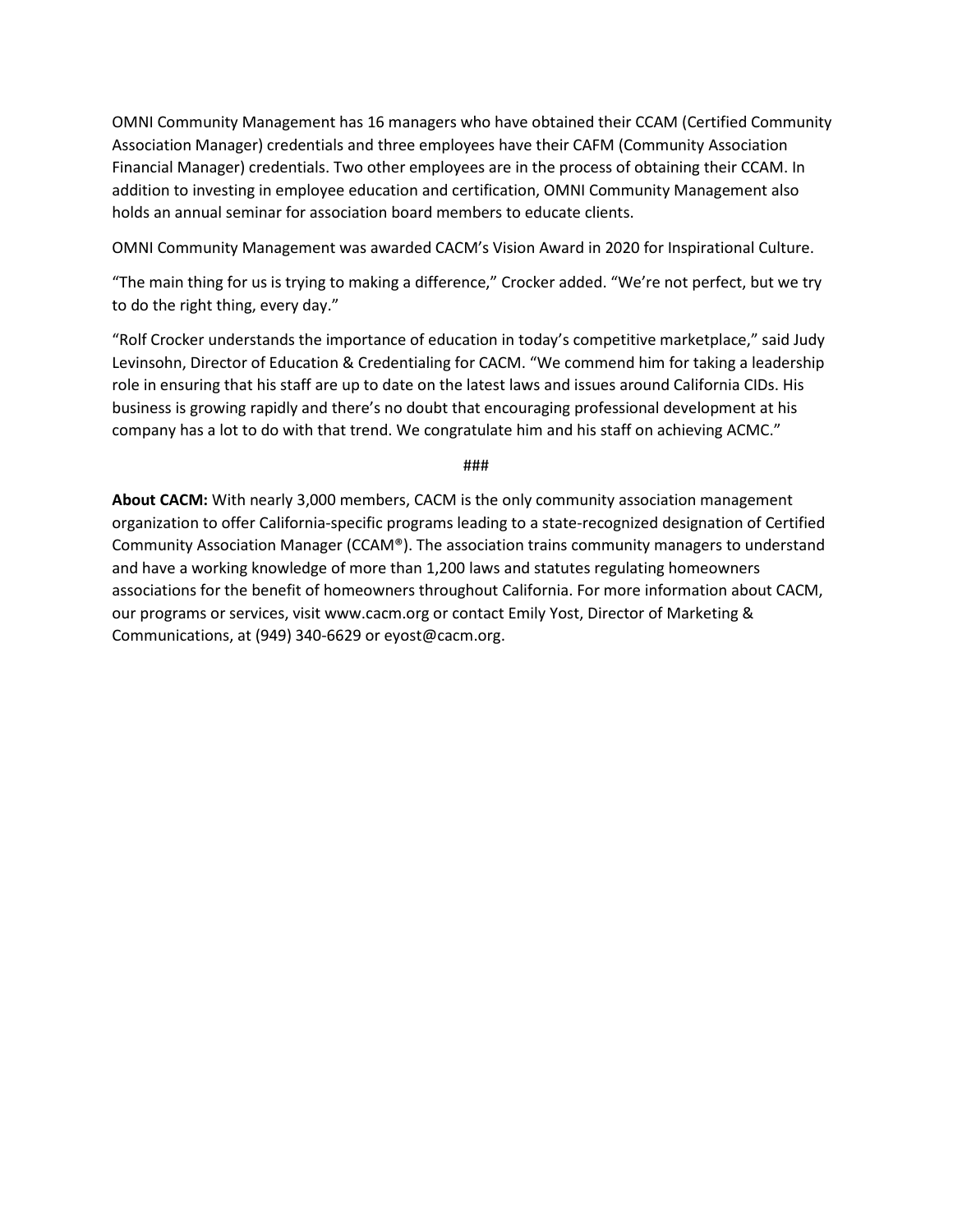OMNI Community Management has 16 managers who have obtained their CCAM (Certified Community Association Manager) credentials and three employees have their CAFM (Community Association Financial Manager) credentials. Two other employees are in the process of obtaining their CCAM. In addition to investing in employee education and certification, OMNI Community Management also holds an annual seminar for association board members to educate clients.

OMNI Community Management was awarded CACM's Vision Award in 2020 for Inspirational Culture.

"The main thing for us is trying to making a difference," Crocker added. "We're not perfect, but we try to do the right thing, every day."

"Rolf Crocker understands the importance of education in today's competitive marketplace," said Judy Levinsohn, Director of Education & Credentialing for CACM. "We commend him for taking a leadership role in ensuring that his staff are up to date on the latest laws and issues around California CIDs. His business is growing rapidly and there's no doubt that encouraging professional development at his company has a lot to do with that trend. We congratulate him and his staff on achieving ACMC."

###

**About CACM:** With nearly 3,000 members, CACM is the only community association management organization to offer California-specific programs leading to a state-recognized designation of Certified Community Association Manager (CCAM®). The association trains community managers to understand and have a working knowledge of more than 1,200 laws and statutes regulating homeowners associations for the benefit of homeowners throughout California. For more information about CACM, our programs or services, visit www.cacm.org or contact Emily Yost, Director of Marketing & Communications, at (949) 340-6629 or eyost@cacm.org.